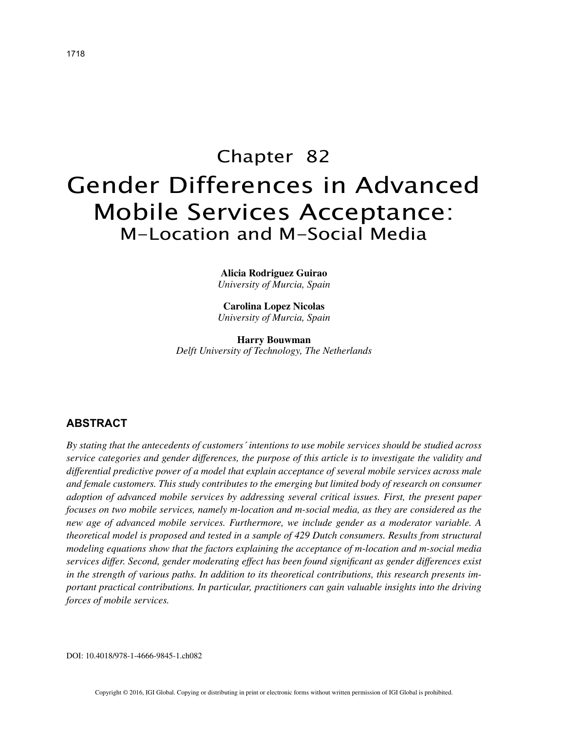# Chapter 82

# Gender Differences in Advanced Mobile Services Acceptance: M-Location and M-Social Media

**Alicia Rodriguez Guirao**
*University of Murcia, Spain*

**Carolina Lopez Nicolas**
*University of Murcia, Spain*

**Harry Bouwman**
*Delft University of Technology, The Netherlands*

## ABSTRACT

*By stating that the antecedents of customers´ intentions to use mobile services should be studied across service categories and gender differences, the purpose of this article is to investigate the validity and differential predictive power of a model that explain acceptance of several mobile services across male and female customers. This study contributes to the emerging but limited body of research on consumer adoption of advanced mobile services by addressing several critical issues. First, the present paper focuses on two mobile services, namely m-location and m-social media, as they are considered as the new age of advanced mobile services. Furthermore, we include gender as a moderator variable. A theoretical model is proposed and tested in a sample of 429 Dutch consumers. Results from structural modeling equations show that the factors explaining the acceptance of m-location and m-social media services differ. Second, gender moderating effect has been found significant as gender differences exist in the strength of various paths. In addition to its theoretical contributions, this research presents important practical contributions. In particular, practitioners can gain valuable insights into the driving forces of mobile services.*

DOI: 10.4018/978-1-4666-9845-1.ch082

Copyright © 2016, IGI Global. Copying or distributing in print or electronic forms without written permission of IGI Global is prohibited.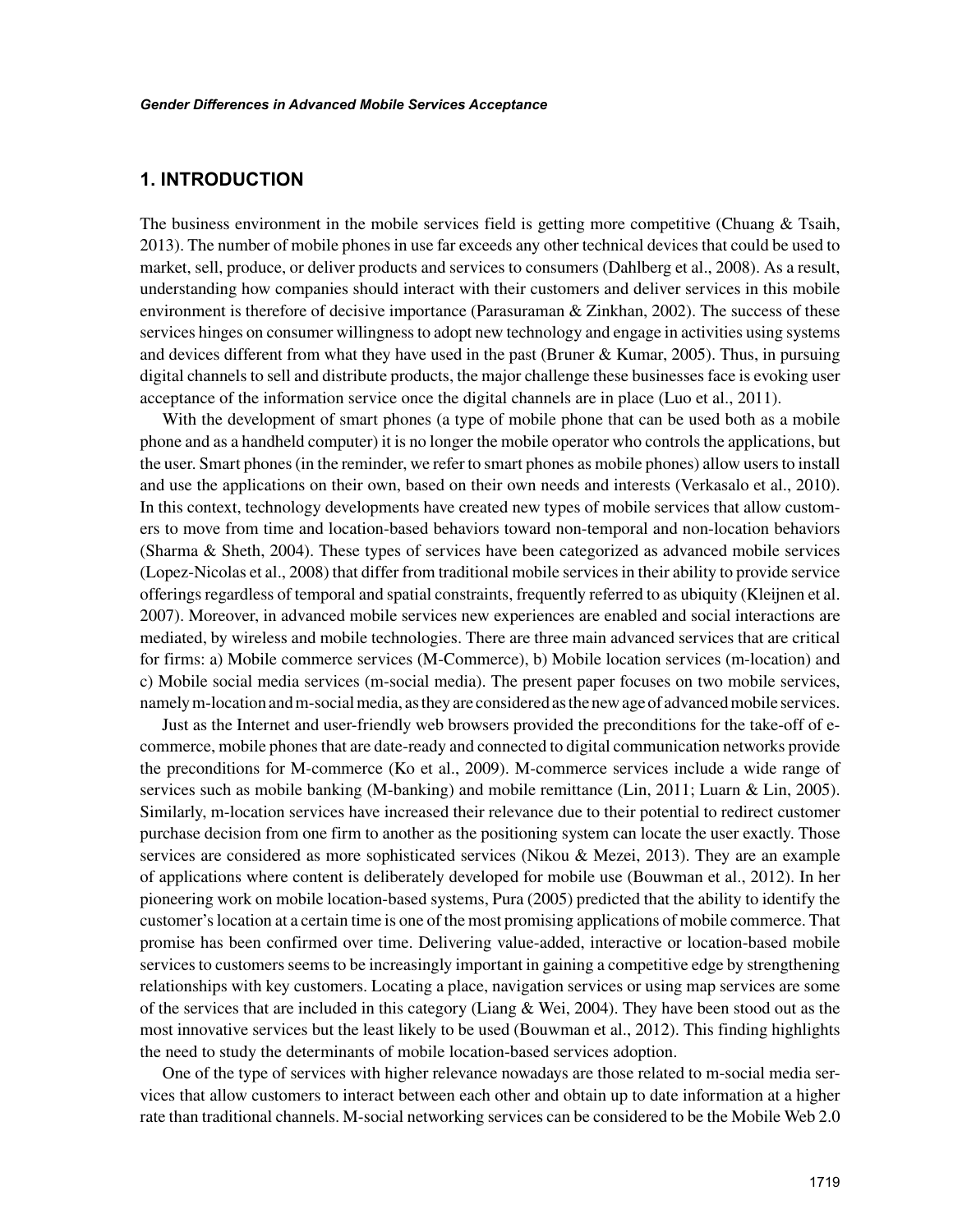## 1. INTRODUCTION

The business environment in the mobile services field is getting more competitive (Chuang & Tsaih, 2013). The number of mobile phones in use far exceeds any other technical devices that could be used to market, sell, produce, or deliver products and services to consumers (Dahlberg et al., 2008). As a result, understanding how companies should interact with their customers and deliver services in this mobile environment is therefore of decisive importance (Parasuraman & Zinkhan, 2002). The success of these services hinges on consumer willingness to adopt new technology and engage in activities using systems and devices different from what they have used in the past (Bruner & Kumar, 2005). Thus, in pursuing digital channels to sell and distribute products, the major challenge these businesses face is evoking user acceptance of the information service once the digital channels are in place (Luo et al., 2011).

With the development of smart phones (a type of mobile phone that can be used both as a mobile phone and as a handheld computer) it is no longer the mobile operator who controls the applications, but the user. Smart phones (in the reminder, we refer to smart phones as mobile phones) allow users to install and use the applications on their own, based on their own needs and interests (Verkasalo et al., 2010). In this context, technology developments have created new types of mobile services that allow customers to move from time and location-based behaviors toward non-temporal and non-location behaviors (Sharma & Sheth, 2004). These types of services have been categorized as advanced mobile services (Lopez-Nicolas et al., 2008) that differ from traditional mobile services in their ability to provide service offerings regardless of temporal and spatial constraints, frequently referred to as ubiquity (Kleijnen et al. 2007). Moreover, in advanced mobile services new experiences are enabled and social interactions are mediated, by wireless and mobile technologies. There are three main advanced services that are critical for firms: a) Mobile commerce services (M-Commerce), b) Mobile location services (m-location) and c) Mobile social media services (m-social media). The present paper focuses on two mobile services, namely m-location and m-social media, as they are considered as the new age of advanced mobile services.

Just as the Internet and user-friendly web browsers provided the preconditions for the take-off of e-commerce, mobile phones that are date-ready and connected to digital communication networks provide the preconditions for M-commerce (Ko et al., 2009). M-commerce services include a wide range of services such as mobile banking (M-banking) and mobile remittance (Lin, 2011; Luarn & Lin, 2005). Similarly, m-location services have increased their relevance due to their potential to redirect customer purchase decision from one firm to another as the positioning system can locate the user exactly. Those services are considered as more sophisticated services (Nikou & Mezei, 2013). They are an example of applications where content is deliberately developed for mobile use (Bouwman et al., 2012). In her pioneering work on mobile location-based systems, Pura (2005) predicted that the ability to identify the customer's location at a certain time is one of the most promising applications of mobile commerce. That promise has been confirmed over time. Delivering value-added, interactive or location-based mobile services to customers seems to be increasingly important in gaining a competitive edge by strengthening relationships with key customers. Locating a place, navigation services or using map services are some of the services that are included in this category (Liang & Wei, 2004). They have been stood out as the most innovative services but the least likely to be used (Bouwman et al., 2012). This finding highlights the need to study the determinants of mobile location-based services adoption.

One of the type of services with higher relevance nowadays are those related to m-social media services that allow customers to interact between each other and obtain up to date information at a higher rate than traditional channels. M-social networking services can be considered to be the Mobile Web 2.0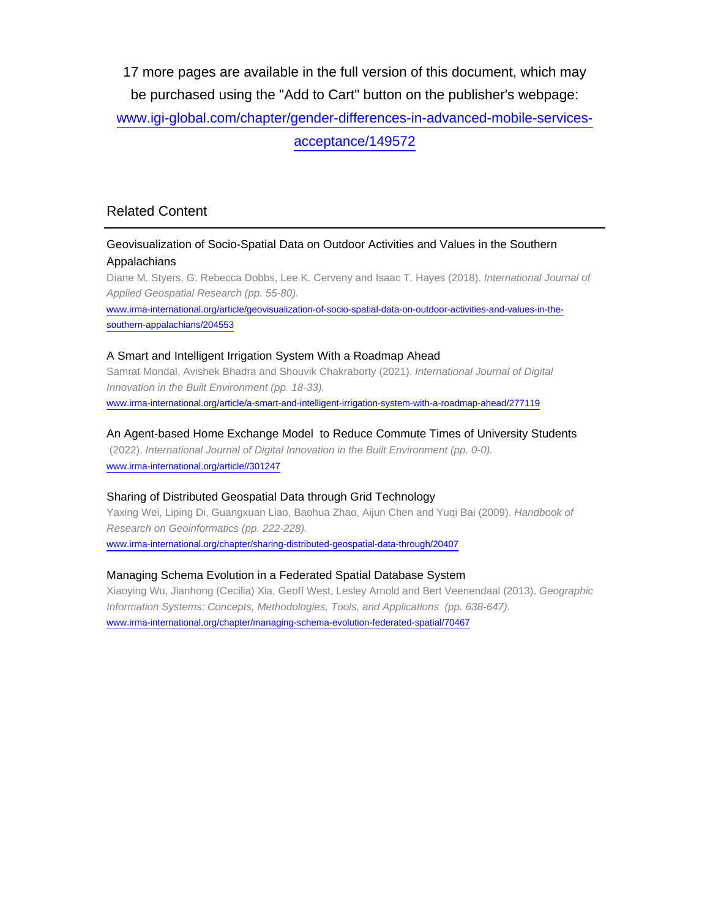17 more pages are available in the full version of this document, which may be purchased using the "Add to Cart" button on the publisher's webpage: [www.igi-global.com/chapter/gender-differences-in-advanced-mobile-services-acceptance/149572](www.igi-global.com/chapter/gender-differences-in-advanced-mobile-services-acceptance/149572)

## Related Content

**Geovisualization of Socio-Spatial Data on Outdoor Activities and Values in the Southern Appalachians**
Diane M. Styers, G. Rebecca Dobbs, Lee K. Cerveny and Isaac T. Hayes (2018). *International Journal of Applied Geospatial Research (pp. 55-80).*
[www.irma-international.org/article/geovisualization-of-socio-spatial-data-on-outdoor-activities-and-values-in-the-southern-appalachians/204553](www.irma-international.org/article/geovisualization-of-socio-spatial-data-on-outdoor-activities-and-values-in-the-southern-appalachians/204553)

**A Smart and Intelligent Irrigation System With a Roadmap Ahead**
Samrat Mondal, Avishek Bhadra and Shouvik Chakraborty (2021). *International Journal of Digital Innovation in the Built Environment (pp. 18-33).*
[www.irma-international.org/article/a-smart-and-intelligent-irrigation-system-with-a-roadmap-ahead/277119](www.irma-international.org/article/a-smart-and-intelligent-irrigation-system-with-a-roadmap-ahead/277119)

**An Agent-based Home Exchange Model to Reduce Commute Times of University Students**
(2022). *International Journal of Digital Innovation in the Built Environment (pp. 0-0).*
[www.irma-international.org/article//301247](www.irma-international.org/article//301247)

**Sharing of Distributed Geospatial Data through Grid Technology**
Yaxing Wei, Liping Di, Guangxuan Liao, Baohua Zhao, Aijun Chen and Yuqi Bai (2009). *Handbook of Research on Geoinformatics (pp. 222-228).*
[www.irma-international.org/chapter/sharing-distributed-geospatial-data-through/20407](www.irma-international.org/chapter/sharing-distributed-geospatial-data-through/20407)

**Managing Schema Evolution in a Federated Spatial Database System**
Xiaoying Wu, Jianhong (Cecilia) Xia, Geoff West, Lesley Arnold and Bert Veenendaal (2013). *Geographic Information Systems: Concepts, Methodologies, Tools, and Applications (pp. 638-647).*
[www.irma-international.org/chapter/managing-schema-evolution-federated-spatial/70467](www.irma-international.org/chapter/managing-schema-evolution-federated-spatial/70467)